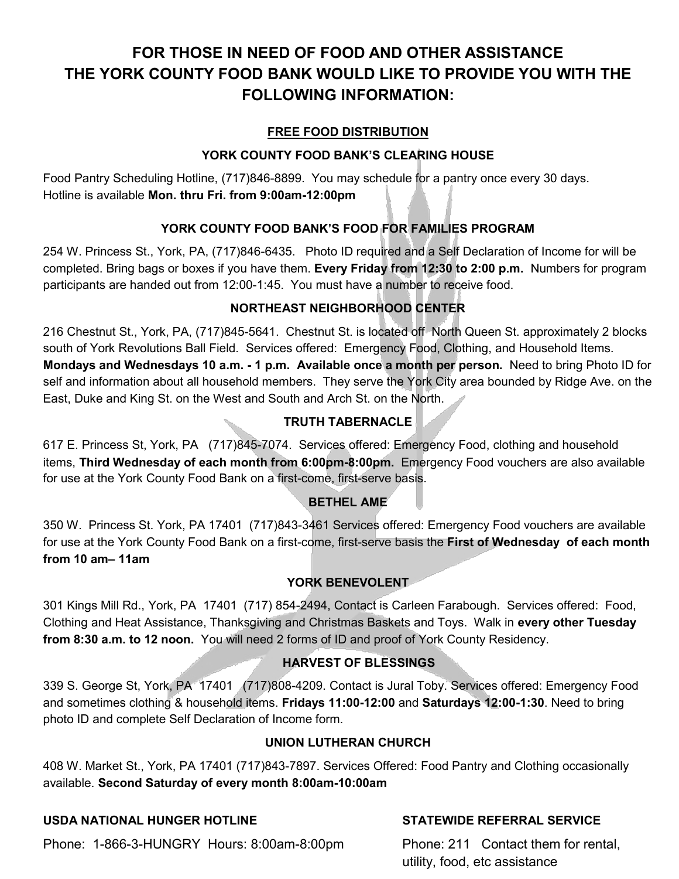# FOR THOSE IN NEED OF FOOD AND OTHER ASSISTANCE THE YORK COUNTY FOOD BANK WOULD LIKE TO PROVIDE YOU WITH THE FOLLOWING INFORMATION:

## FREE FOOD DISTRIBUTION

### YORK COUNTY FOOD BANK'S CLEARING HOUSE

Food Pantry Scheduling Hotline, (717)846-8899. You may schedule for a pantry once every 30 days. Hotline is available **Mon. thru Fri. from 9:00am-12:00pm**

### YORK COUNTY FOOD BANK'S FOOD FOR FAMILIES PROGRAM

254 W. Princess St., York, PA, (717)846-6435. Photo ID required and a Self Declaration of Income for will be completed. Bring bags or boxes if you have them. **Every Friday from 12:30 to 2:00 p.m.** Numbers for program participants are handed out from 12:00-1:45. You must have a number to receive food.

### NORTHEAST NEIGHBORHOOD CENTER

216 Chestnut St., York, PA, (717)845-5641. Chestnut St. is located off North Queen St. approximately 2 blocks south of York Revolutions Ball Field. Services offered: Emergency Food, Clothing, and Household Items. **Mondays and Wednesdays 10 a.m. - 1 p.m. Available once a month per person.** Need to bring Photo ID for self and information about all household members. They serve the York City area bounded by Ridge Ave. on the East, Duke and King St. on the West and South and Arch St. on the North.

### TRUTH TABERNACLE

617 E. Princess St, York, PA (717)845-7074. Services offered: Emergency Food, clothing and household items, **Third Wednesday of each month from 6:00pm-8:00pm.** Emergency Food vouchers are also available for use at the York County Food Bank on a first-come, first-serve basis.

### BETHEL AME

350 W. Princess St. York, PA 17401 (717)843-3461 Services offered: Emergency Food vouchers are available for use at the York County Food Bank on a first-come, first-serve basis the **First of Wednesday of each month from 10 am– 11am**

### YORK BENEVOLENT

301 Kings Mill Rd., York, PA 17401 (717) 854-2494, Contact is Carleen Farabough. Services offered: Food, Clothing and Heat Assistance, Thanksgiving and Christmas Baskets and Toys. Walk in **every other Tuesday from 8:30 a.m. to 12 noon.** You will need 2 forms of ID and proof of York County Residency.

### HARVEST OF BLESSINGS

339 S. George St, York, PA 17401 (717)808-4209. Contact is Jural Toby. Services offered: Emergency Food and sometimes clothing & household items. **Fridays 11:00-12:00** and **Saturdays 12:00-1:30**. Need to bring photo ID and complete Self Declaration of Income form.

### UNION LUTHERAN CHURCH

408 W. Market St., York, PA 17401 (717)843-7897. Services Offered: Food Pantry and Clothing occasionally available. **Second Saturday of every month 8:00am-10:00am**

**USDA NATIONAL HUNGER HOTLINE**

Phone: 1-866-3-HUNGRY Hours: 8:00am-8:00pm

**STATEWIDE REFERRAL SERVICE**

Phone: 211 Contact them for rental, utility, food, etc assistance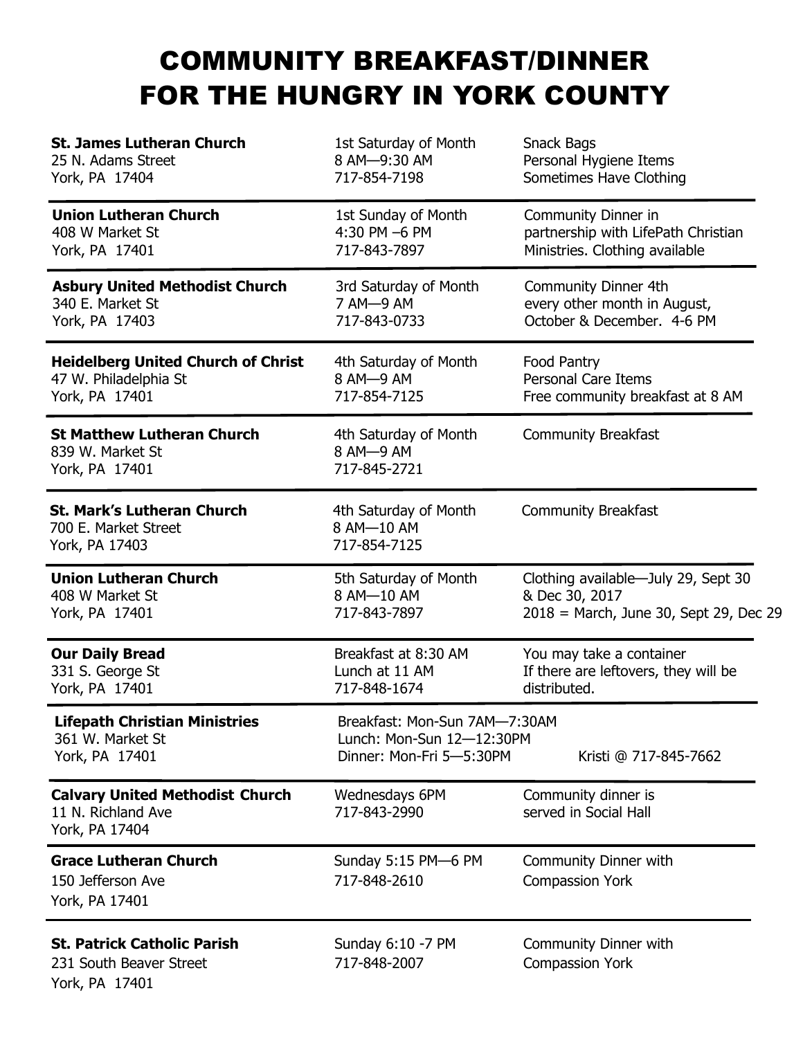# COMMUNITY BREAKFAST/DINNER FOR THE HUNGRY IN YORK COUNTY

| | | |
|---|---|---|
| **St. James Lutheran Church**<br>25 N. Adams Street<br>York, PA 17404 | 1st Saturday of Month<br>8 AM—9:30 AM<br>717-854-7198 | Snack Bags<br>Personal Hygiene Items<br>Sometimes Have Clothing |
| **Union Lutheran Church**<br>408 W Market St<br>York, PA 17401 | 1st Sunday of Month<br>4:30 PM –6 PM<br>717-843-7897 | Community Dinner in partnership with LifePath Christian Ministries. Clothing available |
| **Asbury United Methodist Church**<br>340 E. Market St<br>York, PA 17403 | 3rd Saturday of Month<br>7 AM—9 AM<br>717-843-0733 | Community Dinner 4th every other month in August, October & December. 4-6 PM |
| **Heidelberg United Church of Christ**<br>47 W. Philadelphia St<br>York, PA 17401 | 4th Saturday of Month<br>8 AM—9 AM<br>717-854-7125 | Food Pantry<br>Personal Care Items<br>Free community breakfast at 8 AM |
| **St Matthew Lutheran Church**<br>839 W. Market St<br>York, PA 17401 | 4th Saturday of Month<br>8 AM—9 AM<br>717-845-2721 | Community Breakfast |
| **St. Mark's Lutheran Church**<br>700 E. Market Street<br>York, PA 17403 | 4th Saturday of Month<br>8 AM—10 AM<br>717-854-7125 | Community Breakfast |
| **Union Lutheran Church**<br>408 W Market St<br>York, PA 17401 | 5th Saturday of Month<br>8 AM—10 AM<br>717-843-7897 | Clothing available—July 29, Sept 30 & Dec 30, 2017<br>2018 = March, June 30, Sept 29, Dec 29 |
| **Our Daily Bread**<br>331 S. George St<br>York, PA 17401 | Breakfast at 8:30 AM<br>Lunch at 11 AM<br>717-848-1674 | You may take a container<br>If there are leftovers, they will be distributed. |
| **Lifepath Christian Ministries**<br>361 W. Market St<br>York, PA 17401 | Breakfast: Mon-Sun 7AM—7:30AM<br>Lunch: Mon-Sun 12—12:30PM<br>Dinner: Mon-Fri 5—5:30PM | Kristi @ 717-845-7662 |
| **Calvary United Methodist Church**<br>11 N. Richland Ave<br>York, PA 17404 | Wednesdays 6PM<br>717-843-2990 | Community dinner is served in Social Hall |
| **Grace Lutheran Church**<br>150 Jefferson Ave<br>York, PA 17401 | Sunday 5:15 PM—6 PM<br>717-848-2610 | Community Dinner with Compassion York |
| **St. Patrick Catholic Parish**<br>231 South Beaver Street<br>York, PA 17401 | Sunday 6:10 -7 PM<br>717-848-2007 | Community Dinner with Compassion York |